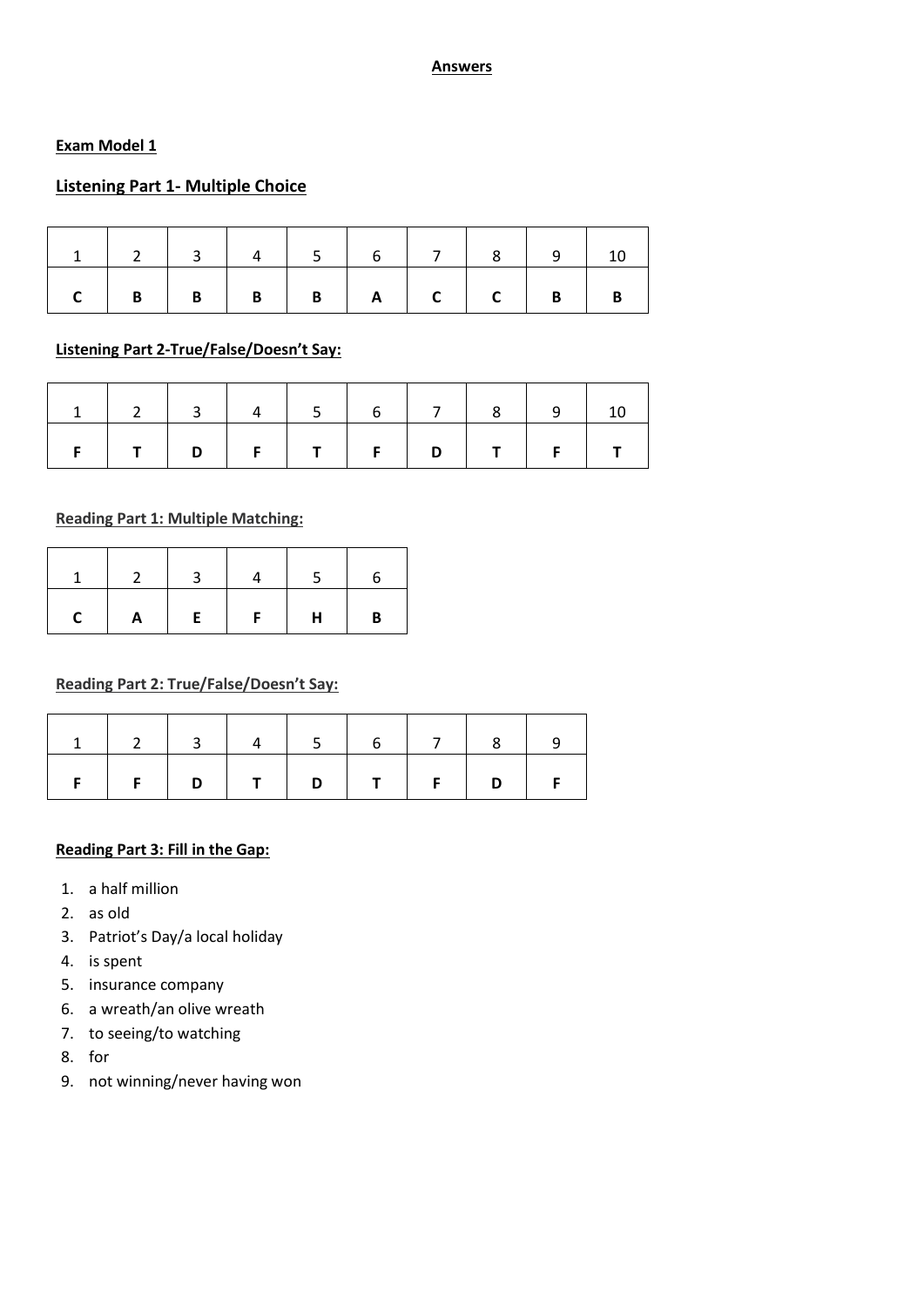# **Answers**

## **Exam Model 1**

### **Listening Part 1- Multiple Choice**

| 1 | 2 | 3 | 4 | 5 | 6 | 7 | 8 | 9 | 10 |
|---|---|---|---|---|---|---|---|---|---|
| **C** | **B** | **B** | **B** | **B** | **A** | **C** | **C** | **B** | **B** |

### **Listening Part 2-True/False/Doesn't Say:**

| 1 | 2 | 3 | 4 | 5 | 6 | 7 | 8 | 9 | 10 |
|---|---|---|---|---|---|---|---|---|---|
| **F** | **T** | **D** | **F** | **T** | **F** | **D** | **T** | **F** | **T** |

### **Reading Part 1: Multiple Matching:**

| 1 | 2 | 3 | 4 | 5 | 6 |
|---|---|---|---|---|---|
| **C** | **A** | **E** | **F** | **H** | **B** |

### **Reading Part 2: True/False/Doesn't Say:**

| 1 | 2 | 3 | 4 | 5 | 6 | 7 | 8 | 9 |
|---|---|---|---|---|---|---|---|---|
| **F** | **F** | **D** | **T** | **D** | **T** | **F** | **D** | **F** |

### **Reading Part 3: Fill in the Gap:**

1. a half million
2. as old
3. Patriot's Day/a local holiday
4. is spent
5. insurance company
6. a wreath/an olive wreath
7. to seeing/to watching
8. for
9. not winning/never having won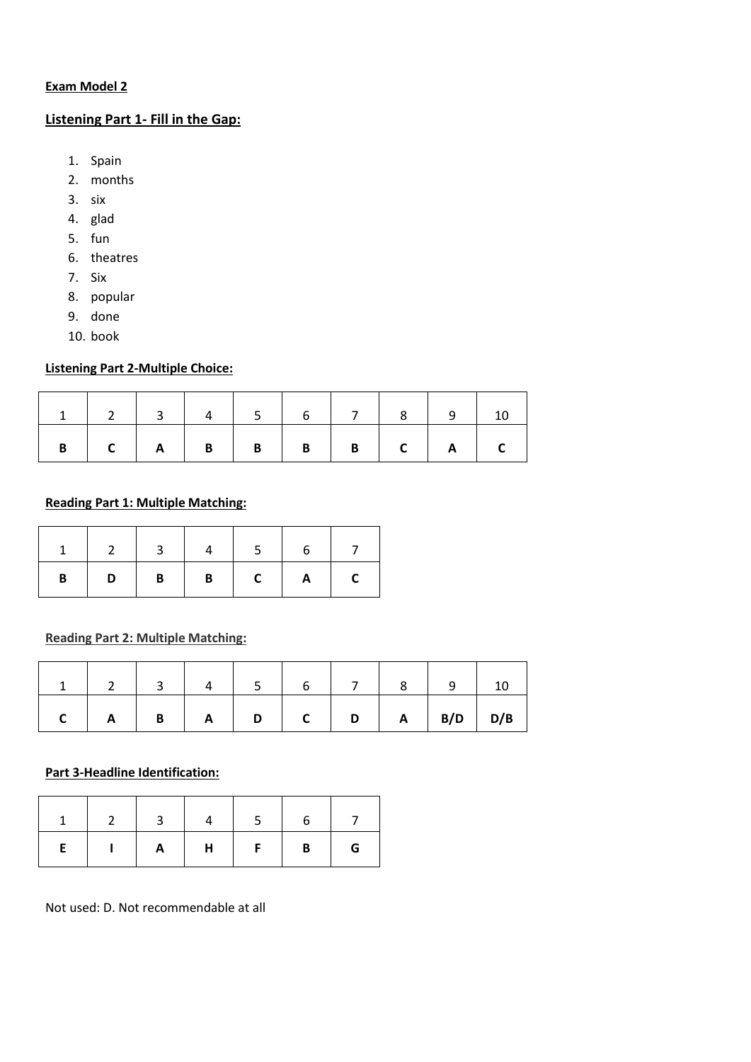**Exam Model 2**

## Listening Part 1- Fill in the Gap:

1. Spain
2. months
3. six
4. glad
5. fun
6. theatres
7. Six
8. popular
9. done
10. book

**Listening Part 2-Multiple Choice:**

| 1 | 2 | 3 | 4 | 5 | 6 | 7 | 8 | 9 | 10 |
|---|---|---|---|---|---|---|---|---|---|
| **B** | **C** | **A** | **B** | **B** | **B** | **B** | **C** | **A** | **C** |

**Reading Part 1: Multiple Matching:**

| 1 | 2 | 3 | 4 | 5 | 6 | 7 |
|---|---|---|---|---|---|---|
| **B** | **D** | **B** | **B** | **C** | **A** | **C** |

**Reading Part 2: Multiple Matching:**

| 1 | 2 | 3 | 4 | 5 | 6 | 7 | 8 | 9 | 10 |
|---|---|---|---|---|---|---|---|---|---|
| **C** | **A** | **B** | **A** | **D** | **C** | **D** | **A** | **B/D** | **D/B** |

**Part 3-Headline Identification:**

| 1 | 2 | 3 | 4 | 5 | 6 | 7 |
|---|---|---|---|---|---|---|
| **E** | **I** | **A** | **H** | **F** | **B** | **G** |

Not used: D. Not recommendable at all